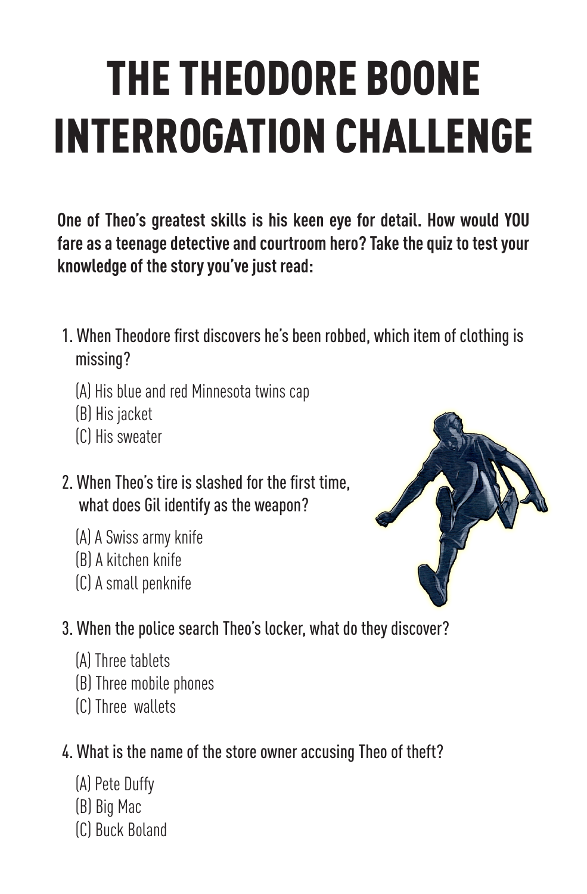# THE THEODORE BOONE INTERROGATION CHALLENGE

**One of Theo's greatest skills is his keen eye for detail. How would YOU fare as a teenage detective and courtroom hero? Take the quiz to test your knowledge of the story you've just read:**

1. When Theodore first discovers he's been robbed, which item of clothing is missing?

   (A) His blue and red Minnesota twins cap
   (B) His jacket
   (C) His sweater

2. When Theo's tire is slashed for the first time, what does Gil identify as the weapon?

   (A) A Swiss army knife
   (B) A kitchen knife
   (C) A small penknife

3. When the police search Theo's locker, what do they discover?

   (A) Three tablets
   (B) Three mobile phones
   (C) Three wallets

4. What is the name of the store owner accusing Theo of theft?

   (A) Pete Duffy
   (B) Big Mac
   (C) Buck Boland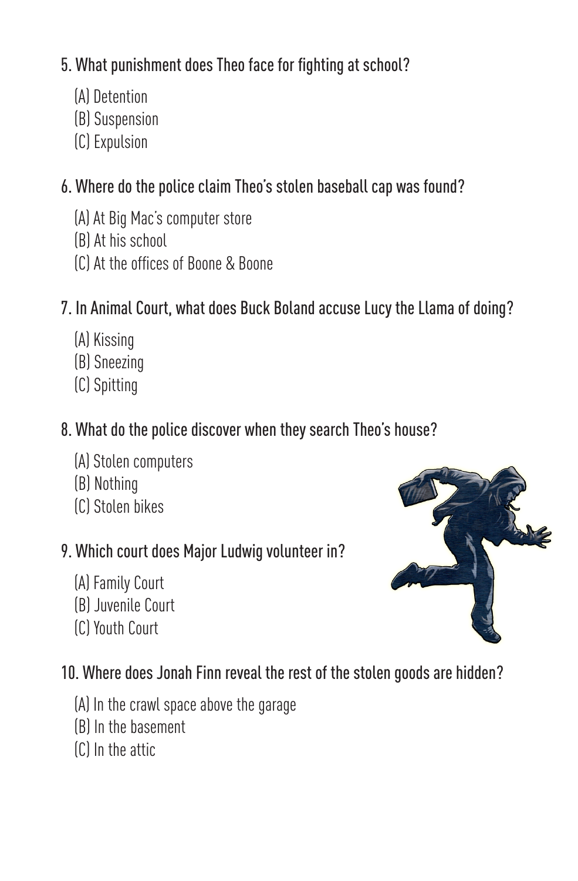5. What punishment does Theo face for fighting at school?

(A) Detention
(B) Suspension
(C) Expulsion

6. Where do the police claim Theo's stolen baseball cap was found?

(A) At Big Mac's computer store
(B) At his school
(C) At the offices of Boone & Boone

7. In Animal Court, what does Buck Boland accuse Lucy the Llama of doing?

(A) Kissing
(B) Sneezing
(C) Spitting

8. What do the police discover when they search Theo's house?

(A) Stolen computers
(B) Nothing
(C) Stolen bikes

9. Which court does Major Ludwig volunteer in?

(A) Family Court
(B) Juvenile Court
(C) Youth Court

10. Where does Jonah Finn reveal the rest of the stolen goods are hidden?

(A) In the crawl space above the garage
(B) In the basement
(C) In the attic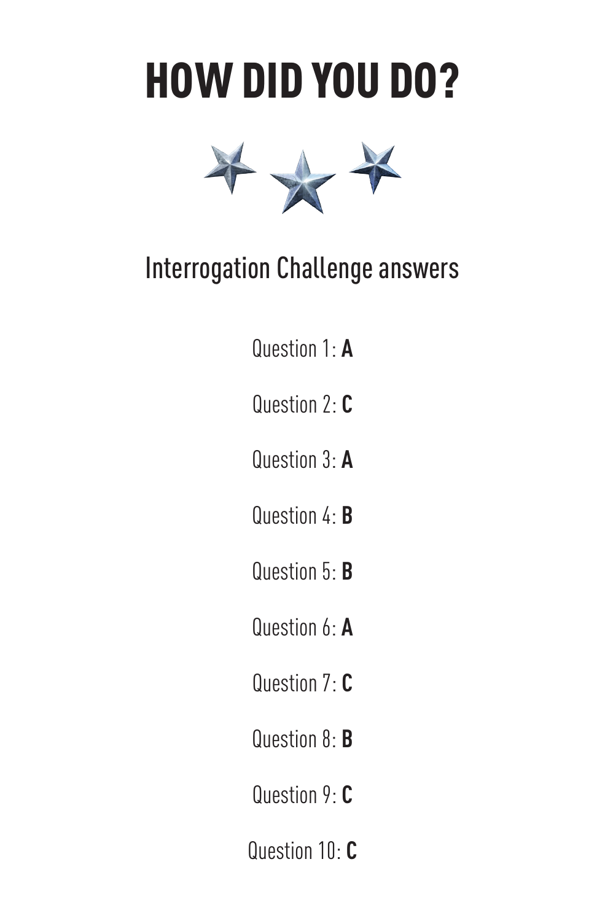# HOW DID YOU DO?

## Interrogation Challenge answers

Question 1: **A**

Question 2: **C**

Question 3: **A**

Question 4: **B**

Question 5: **B**

Question 6: **A**

Question 7: **C**

Question 8: **B**

Question 9: **C**

Question 10: **C**